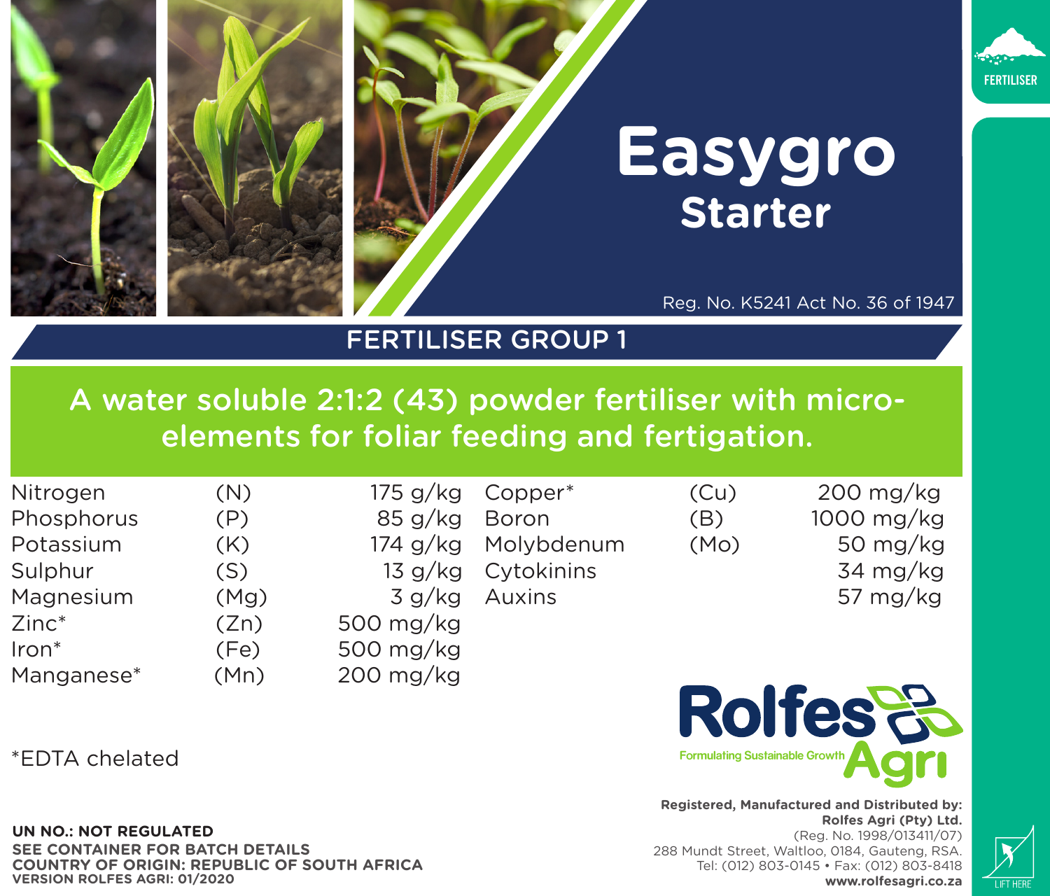FERTILISER

# Easygro

## Starter

Reg. No. K5241 Act No. 36 of 1947

## FERTILISER GROUP 1

**A water soluble 2:1:2 (43) powder fertiliser with micro-elements for foliar feeding and fertigation.**

| Element | Symbol | Content |
|---|---|---|
| Nitrogen | (N) | 175 g/kg |
| Phosphorus | (P) | 85 g/kg |
| Potassium | (K) | 174 g/kg |
| Sulphur | (S) | 13 g/kg |
| Magnesium | (Mg) | 3 g/kg |
| Zinc* | (Zn) | 500 mg/kg |
| Iron* | (Fe) | 500 mg/kg |
| Manganese* | (Mn) | 200 mg/kg |
| Copper* | (Cu) | 200 mg/kg |
| Boron | (B) | 1000 mg/kg |
| Molybdenum | (Mo) | 50 mg/kg |
| Cytokinins | | 34 mg/kg |
| Auxins | | 57 mg/kg |

*EDTA chelated

Rolfes Agri
Formulating Sustainable Growth

**Registered, Manufactured and Distributed by:**
**Rolfes Agri (Pty) Ltd.**
(Reg. No. 1998/013411/07)
288 Mundt Street, Waltloo, 0184, Gauteng, RSA.
Tel: (012) 803-0145 • Fax: (012) 803-8418
**www.rolfesagri.co.za**

**UN NO.: NOT REGULATED**
**SEE CONTAINER FOR BATCH DETAILS**
**COUNTRY OF ORIGIN: REPUBLIC OF SOUTH AFRICA**
**VERSION ROLFES AGRI: 01/2020**

LIFT HERE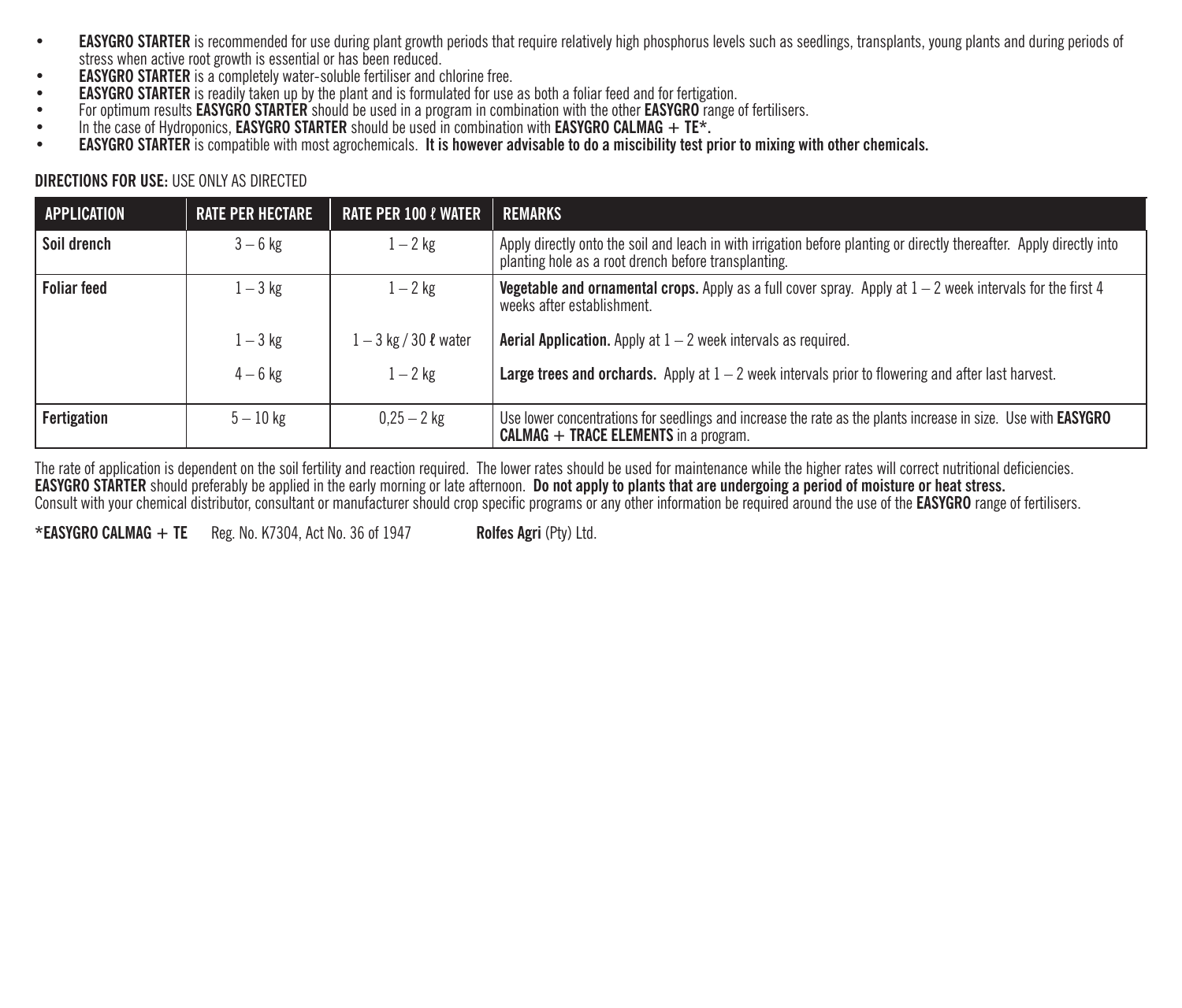- **EASYGRO STARTER** is recommended for use during plant growth periods that require relatively high phosphorus levels such as seedlings, transplants, young plants and during periods of stress when active root growth is essential or has been reduced.
- **EASYGRO STARTER** is a completely water-soluble fertiliser and chlorine free.
- **EASYGRO STARTER** is readily taken up by the plant and is formulated for use as both a foliar feed and for fertigation.
- For optimum results **EASYGRO STARTER** should be used in a program in combination with the other **EASYGRO** range of fertilisers.
- In the case of Hydroponics, **EASYGRO STARTER** should be used in combination with **EASYGRO CALMAG + TE*.**
- **EASYGRO STARTER** is compatible with most agrochemicals. **It is however advisable to do a miscibility test prior to mixing with other chemicals.**

**DIRECTIONS FOR USE:** USE ONLY AS DIRECTED

| APPLICATION | RATE PER HECTARE | RATE PER 100 ℓ WATER | REMARKS |
|---|---|---|---|
| Soil drench | 3 – 6 kg | 1 – 2 kg | Apply directly onto the soil and leach in with irrigation before planting or directly thereafter. Apply directly into planting hole as a root drench before transplanting. |
| Foliar feed | 1 – 3 kg | 1 – 2 kg | **Vegetable and ornamental crops.** Apply as a full cover spray. Apply at 1 – 2 week intervals for the first 4 weeks after establishment. |
| | 1 – 3 kg | 1 – 3 kg / 30 ℓ water | **Aerial Application.** Apply at 1 – 2 week intervals as required. |
| | 4 – 6 kg | 1 – 2 kg | **Large trees and orchards.** Apply at 1 – 2 week intervals prior to flowering and after last harvest. |
| Fertigation | 5 – 10 kg | 0,25 – 2 kg | Use lower concentrations for seedlings and increase the rate as the plants increase in size. Use with **EASYGRO CALMAG + TRACE ELEMENTS** in a program. |

The rate of application is dependent on the soil fertility and reaction required. The lower rates should be used for maintenance while the higher rates will correct nutritional deficiencies.
**EASYGRO STARTER** should preferably be applied in the early morning or late afternoon. **Do not apply to plants that are undergoing a period of moisture or heat stress.**
Consult with your chemical distributor, consultant or manufacturer should crop specific programs or any other information be required around the use of the **EASYGRO** range of fertilisers.

***EASYGRO CALMAG + TE** Reg. No. K7304, Act No. 36 of 1947 **Rolfes Agri** (Pty) Ltd.